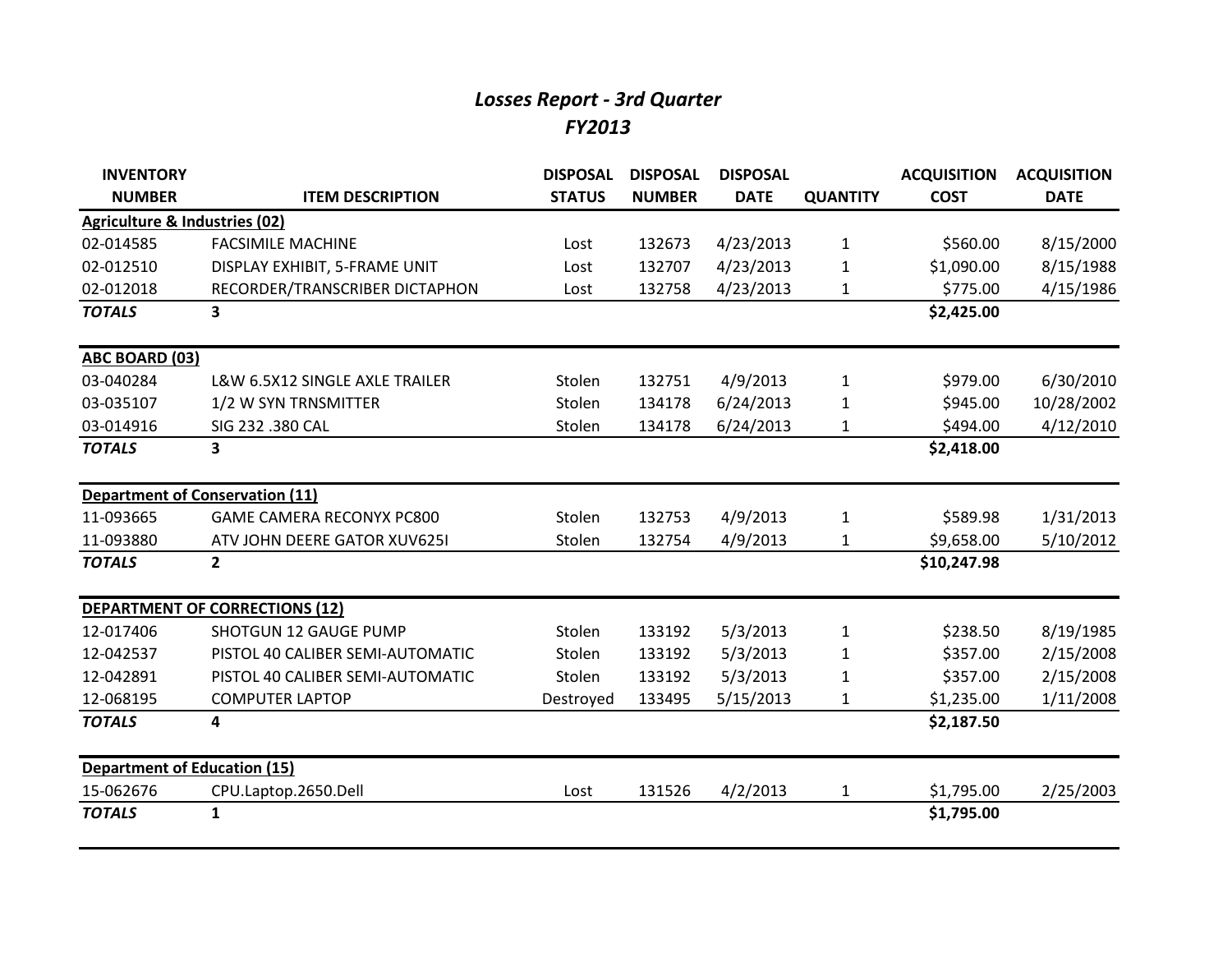## *Losses Report - 3rd Quarter*
## *FY2013*

| INVENTORY NUMBER | ITEM DESCRIPTION | DISPOSAL STATUS | DISPOSAL NUMBER | DISPOSAL DATE | QUANTITY | ACQUISITION COST | ACQUISITION DATE |
|---|---|---|---|---|---|---|---|
| **Agriculture & Industries (02)** | | | | | | | |
| 02-014585 | FACSIMILE MACHINE | Lost | 132673 | 4/23/2013 | 1 | $560.00 | 8/15/2000 |
| 02-012510 | DISPLAY EXHIBIT, 5-FRAME UNIT | Lost | 132707 | 4/23/2013 | 1 | $1,090.00 | 8/15/1988 |
| 02-012018 | RECORDER/TRANSCRIBER DICTAPHON | Lost | 132758 | 4/23/2013 | 1 | $775.00 | 4/15/1986 |
| ***TOTALS*** | **3** | | | | | **$2,425.00** | |
| **ABC BOARD (03)** | | | | | | | |
| 03-040284 | L&W 6.5X12 SINGLE AXLE TRAILER | Stolen | 132751 | 4/9/2013 | 1 | $979.00 | 6/30/2010 |
| 03-035107 | 1/2 W SYN TRNSMITTER | Stolen | 134178 | 6/24/2013 | 1 | $945.00 | 10/28/2002 |
| 03-014916 | SIG 232 .380 CAL | Stolen | 134178 | 6/24/2013 | 1 | $494.00 | 4/12/2010 |
| ***TOTALS*** | **3** | | | | | **$2,418.00** | |
| **Department of Conservation (11)** | | | | | | | |
| 11-093665 | GAME CAMERA RECONYX PC800 | Stolen | 132753 | 4/9/2013 | 1 | $589.98 | 1/31/2013 |
| 11-093880 | ATV JOHN DEERE GATOR XUV625I | Stolen | 132754 | 4/9/2013 | 1 | $9,658.00 | 5/10/2012 |
| ***TOTALS*** | **2** | | | | | **$10,247.98** | |
| **DEPARTMENT OF CORRECTIONS (12)** | | | | | | | |
| 12-017406 | SHOTGUN 12 GAUGE PUMP | Stolen | 133192 | 5/3/2013 | 1 | $238.50 | 8/19/1985 |
| 12-042537 | PISTOL 40 CALIBER SEMI-AUTOMATIC | Stolen | 133192 | 5/3/2013 | 1 | $357.00 | 2/15/2008 |
| 12-042891 | PISTOL 40 CALIBER SEMI-AUTOMATIC | Stolen | 133192 | 5/3/2013 | 1 | $357.00 | 2/15/2008 |
| 12-068195 | COMPUTER LAPTOP | Destroyed | 133495 | 5/15/2013 | 1 | $1,235.00 | 1/11/2008 |
| ***TOTALS*** | **4** | | | | | **$2,187.50** | |
| **Department of Education (15)** | | | | | | | |
| 15-062676 | CPU.Laptop.2650.Dell | Lost | 131526 | 4/2/2013 | 1 | $1,795.00 | 2/25/2003 |
| ***TOTALS*** | **1** | | | | | **$1,795.00** | |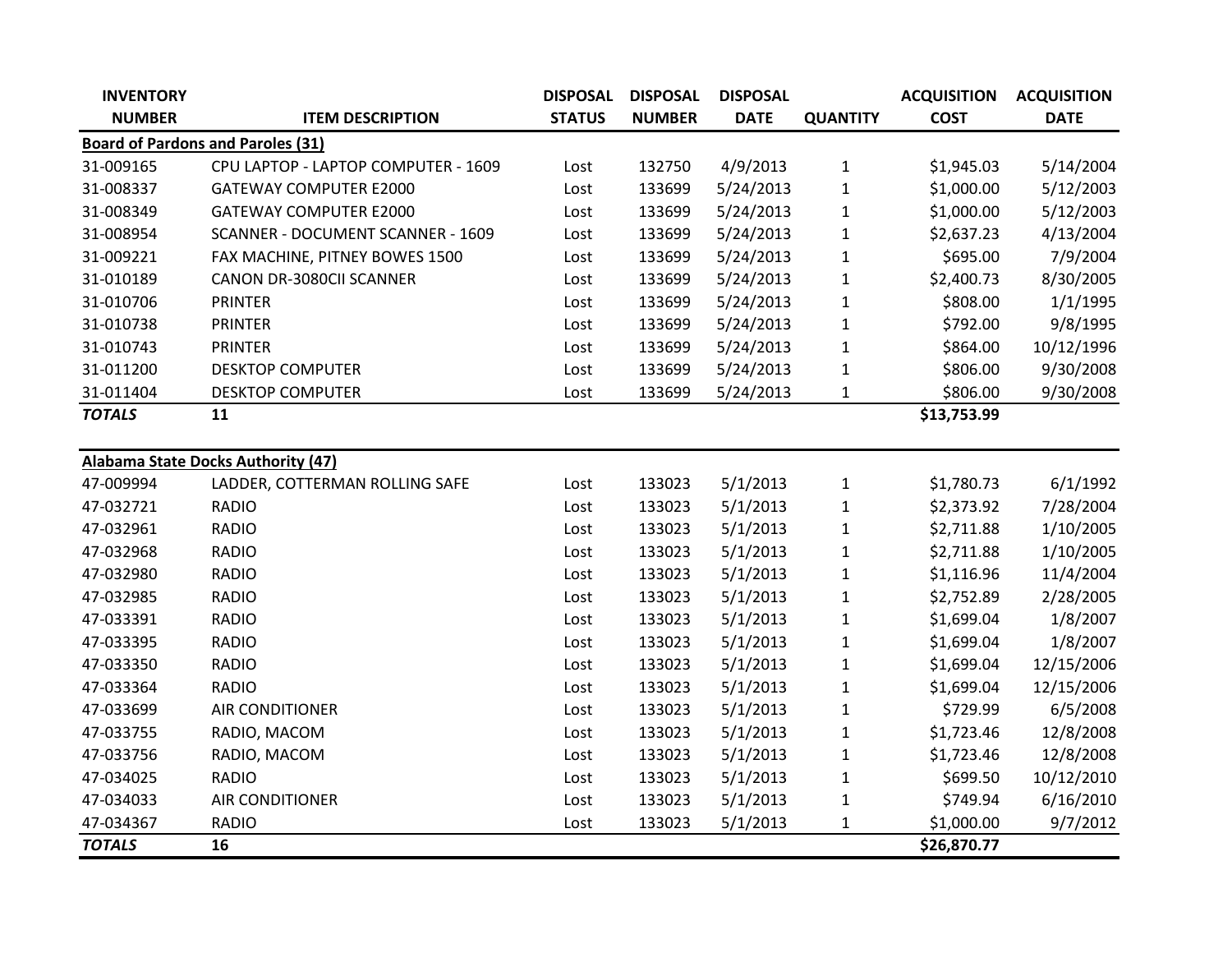| INVENTORY NUMBER | ITEM DESCRIPTION | DISPOSAL STATUS | DISPOSAL NUMBER | DISPOSAL DATE | QUANTITY | ACQUISITION COST | ACQUISITION DATE |
|---|---|---|---|---|---|---|---|
| **Board of Pardons and Paroles (31)** | | | | | | | |
| 31-009165 | CPU LAPTOP - LAPTOP COMPUTER - 1609 | Lost | 132750 | 4/9/2013 | 1 | $1,945.03 | 5/14/2004 |
| 31-008337 | GATEWAY COMPUTER E2000 | Lost | 133699 | 5/24/2013 | 1 | $1,000.00 | 5/12/2003 |
| 31-008349 | GATEWAY COMPUTER E2000 | Lost | 133699 | 5/24/2013 | 1 | $1,000.00 | 5/12/2003 |
| 31-008954 | SCANNER - DOCUMENT SCANNER - 1609 | Lost | 133699 | 5/24/2013 | 1 | $2,637.23 | 4/13/2004 |
| 31-009221 | FAX MACHINE, PITNEY BOWES 1500 | Lost | 133699 | 5/24/2013 | 1 | $695.00 | 7/9/2004 |
| 31-010189 | CANON DR-3080CII SCANNER | Lost | 133699 | 5/24/2013 | 1 | $2,400.73 | 8/30/2005 |
| 31-010706 | PRINTER | Lost | 133699 | 5/24/2013 | 1 | $808.00 | 1/1/1995 |
| 31-010738 | PRINTER | Lost | 133699 | 5/24/2013 | 1 | $792.00 | 9/8/1995 |
| 31-010743 | PRINTER | Lost | 133699 | 5/24/2013 | 1 | $864.00 | 10/12/1996 |
| 31-011200 | DESKTOP COMPUTER | Lost | 133699 | 5/24/2013 | 1 | $806.00 | 9/30/2008 |
| 31-011404 | DESKTOP COMPUTER | Lost | 133699 | 5/24/2013 | 1 | $806.00 | 9/30/2008 |
| ***TOTALS*** | **11** | | | | | **$13,753.99** | |
| | | | | | | | |
| **Alabama State Docks Authority (47)** | | | | | | | |
| 47-009994 | LADDER, COTTERMAN ROLLING SAFE | Lost | 133023 | 5/1/2013 | 1 | $1,780.73 | 6/1/1992 |
| 47-032721 | RADIO | Lost | 133023 | 5/1/2013 | 1 | $2,373.92 | 7/28/2004 |
| 47-032961 | RADIO | Lost | 133023 | 5/1/2013 | 1 | $2,711.88 | 1/10/2005 |
| 47-032968 | RADIO | Lost | 133023 | 5/1/2013 | 1 | $2,711.88 | 1/10/2005 |
| 47-032980 | RADIO | Lost | 133023 | 5/1/2013 | 1 | $1,116.96 | 11/4/2004 |
| 47-032985 | RADIO | Lost | 133023 | 5/1/2013 | 1 | $2,752.89 | 2/28/2005 |
| 47-033391 | RADIO | Lost | 133023 | 5/1/2013 | 1 | $1,699.04 | 1/8/2007 |
| 47-033395 | RADIO | Lost | 133023 | 5/1/2013 | 1 | $1,699.04 | 1/8/2007 |
| 47-033350 | RADIO | Lost | 133023 | 5/1/2013 | 1 | $1,699.04 | 12/15/2006 |
| 47-033364 | RADIO | Lost | 133023 | 5/1/2013 | 1 | $1,699.04 | 12/15/2006 |
| 47-033699 | AIR CONDITIONER | Lost | 133023 | 5/1/2013 | 1 | $729.99 | 6/5/2008 |
| 47-033755 | RADIO, MACOM | Lost | 133023 | 5/1/2013 | 1 | $1,723.46 | 12/8/2008 |
| 47-033756 | RADIO, MACOM | Lost | 133023 | 5/1/2013 | 1 | $1,723.46 | 12/8/2008 |
| 47-034025 | RADIO | Lost | 133023 | 5/1/2013 | 1 | $699.50 | 10/12/2010 |
| 47-034033 | AIR CONDITIONER | Lost | 133023 | 5/1/2013 | 1 | $749.94 | 6/16/2010 |
| 47-034367 | RADIO | Lost | 133023 | 5/1/2013 | 1 | $1,000.00 | 9/7/2012 |
| ***TOTALS*** | **16** | | | | | **$26,870.77** | |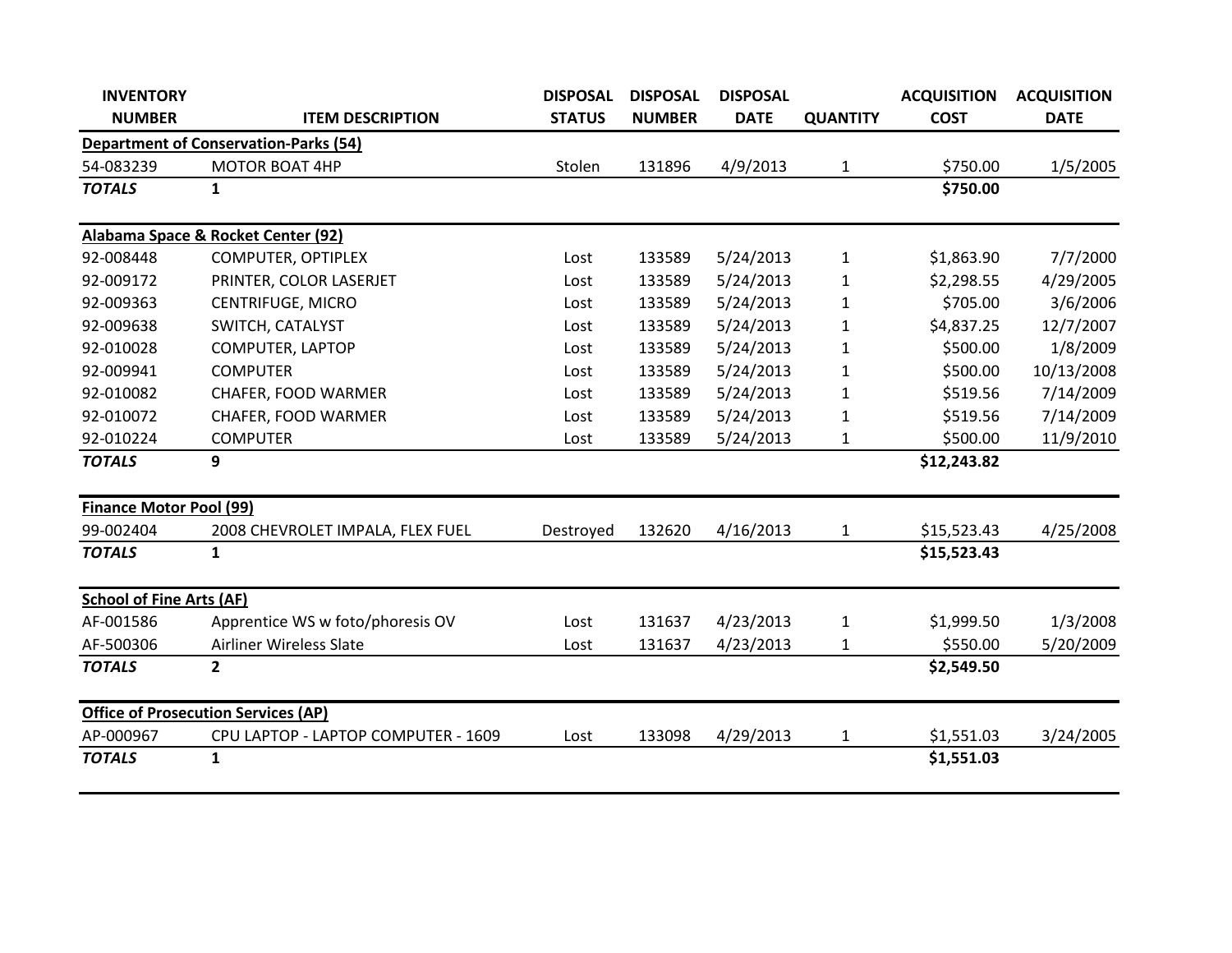| INVENTORY NUMBER | ITEM DESCRIPTION | DISPOSAL STATUS | DISPOSAL NUMBER | DISPOSAL DATE | QUANTITY | ACQUISITION COST | ACQUISITION DATE |
|---|---|---|---|---|---|---|---|
| **Department of Conservation-Parks (54)** | | | | | | | |
| 54-083239 | MOTOR BOAT 4HP | Stolen | 131896 | 4/9/2013 | 1 | $750.00 | 1/5/2005 |
| ***TOTALS*** | **1** | | | | | **$750.00** | |
| **Alabama Space & Rocket Center (92)** | | | | | | | |
| 92-008448 | COMPUTER, OPTIPLEX | Lost | 133589 | 5/24/2013 | 1 | $1,863.90 | 7/7/2000 |
| 92-009172 | PRINTER, COLOR LASERJET | Lost | 133589 | 5/24/2013 | 1 | $2,298.55 | 4/29/2005 |
| 92-009363 | CENTRIFUGE, MICRO | Lost | 133589 | 5/24/2013 | 1 | $705.00 | 3/6/2006 |
| 92-009638 | SWITCH, CATALYST | Lost | 133589 | 5/24/2013 | 1 | $4,837.25 | 12/7/2007 |
| 92-010028 | COMPUTER, LAPTOP | Lost | 133589 | 5/24/2013 | 1 | $500.00 | 1/8/2009 |
| 92-009941 | COMPUTER | Lost | 133589 | 5/24/2013 | 1 | $500.00 | 10/13/2008 |
| 92-010082 | CHAFER, FOOD WARMER | Lost | 133589 | 5/24/2013 | 1 | $519.56 | 7/14/2009 |
| 92-010072 | CHAFER, FOOD WARMER | Lost | 133589 | 5/24/2013 | 1 | $519.56 | 7/14/2009 |
| 92-010224 | COMPUTER | Lost | 133589 | 5/24/2013 | 1 | $500.00 | 11/9/2010 |
| ***TOTALS*** | **9** | | | | | **$12,243.82** | |
| **Finance Motor Pool (99)** | | | | | | | |
| 99-002404 | 2008 CHEVROLET IMPALA, FLEX FUEL | Destroyed | 132620 | 4/16/2013 | 1 | $15,523.43 | 4/25/2008 |
| ***TOTALS*** | **1** | | | | | **$15,523.43** | |
| **School of Fine Arts (AF)** | | | | | | | |
| AF-001586 | Apprentice WS w foto/phoresis OV | Lost | 131637 | 4/23/2013 | 1 | $1,999.50 | 1/3/2008 |
| AF-500306 | Airliner Wireless Slate | Lost | 131637 | 4/23/2013 | 1 | $550.00 | 5/20/2009 |
| ***TOTALS*** | **2** | | | | | **$2,549.50** | |
| **Office of Prosecution Services (AP)** | | | | | | | |
| AP-000967 | CPU LAPTOP - LAPTOP COMPUTER - 1609 | Lost | 133098 | 4/29/2013 | 1 | $1,551.03 | 3/24/2005 |
| ***TOTALS*** | **1** | | | | | **$1,551.03** | |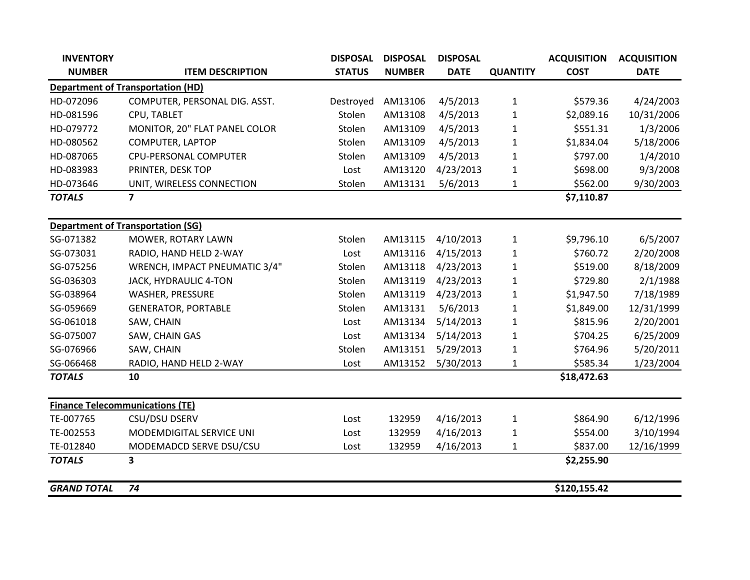| INVENTORY NUMBER | ITEM DESCRIPTION | DISPOSAL STATUS | DISPOSAL NUMBER | DISPOSAL DATE | QUANTITY | ACQUISITION COST | ACQUISITION DATE |
|---|---|---|---|---|---|---|---|
| **Department of Transportation (HD)** | | | | | | | |
| HD-072096 | COMPUTER, PERSONAL DIG. ASST. | Destroyed | AM13106 | 4/5/2013 | 1 | $579.36 | 4/24/2003 |
| HD-081596 | CPU, TABLET | Stolen | AM13108 | 4/5/2013 | 1 | $2,089.16 | 10/31/2006 |
| HD-079772 | MONITOR, 20" FLAT PANEL COLOR | Stolen | AM13109 | 4/5/2013 | 1 | $551.31 | 1/3/2006 |
| HD-080562 | COMPUTER, LAPTOP | Stolen | AM13109 | 4/5/2013 | 1 | $1,834.04 | 5/18/2006 |
| HD-087065 | CPU-PERSONAL COMPUTER | Stolen | AM13109 | 4/5/2013 | 1 | $797.00 | 1/4/2010 |
| HD-083983 | PRINTER, DESK TOP | Lost | AM13120 | 4/23/2013 | 1 | $698.00 | 9/3/2008 |
| HD-073646 | UNIT, WIRELESS CONNECTION | Stolen | AM13131 | 5/6/2013 | 1 | $562.00 | 9/30/2003 |
| ***TOTALS*** | **7** | | | | | **$7,110.87** | |
| **Department of Transportation (SG)** | | | | | | | |
| SG-071382 | MOWER, ROTARY LAWN | Stolen | AM13115 | 4/10/2013 | 1 | $9,796.10 | 6/5/2007 |
| SG-073031 | RADIO, HAND HELD 2-WAY | Lost | AM13116 | 4/15/2013 | 1 | $760.72 | 2/20/2008 |
| SG-075256 | WRENCH, IMPACT PNEUMATIC 3/4" | Stolen | AM13118 | 4/23/2013 | 1 | $519.00 | 8/18/2009 |
| SG-036303 | JACK, HYDRAULIC 4-TON | Stolen | AM13119 | 4/23/2013 | 1 | $729.80 | 2/1/1988 |
| SG-038964 | WASHER, PRESSURE | Stolen | AM13119 | 4/23/2013 | 1 | $1,947.50 | 7/18/1989 |
| SG-059669 | GENERATOR, PORTABLE | Stolen | AM13131 | 5/6/2013 | 1 | $1,849.00 | 12/31/1999 |
| SG-061018 | SAW, CHAIN | Lost | AM13134 | 5/14/2013 | 1 | $815.96 | 2/20/2001 |
| SG-075007 | SAW, CHAIN GAS | Lost | AM13134 | 5/14/2013 | 1 | $704.25 | 6/25/2009 |
| SG-076966 | SAW, CHAIN | Stolen | AM13151 | 5/29/2013 | 1 | $764.96 | 5/20/2011 |
| SG-066468 | RADIO, HAND HELD 2-WAY | Lost | AM13152 | 5/30/2013 | 1 | $585.34 | 1/23/2004 |
| ***TOTALS*** | **10** | | | | | **$18,472.63** | |
| **Finance Telecommunications (TE)** | | | | | | | |
| TE-007765 | CSU/DSU DSERV | Lost | 132959 | 4/16/2013 | 1 | $864.90 | 6/12/1996 |
| TE-002553 | MODEMDIGITAL SERVICE UNI | Lost | 132959 | 4/16/2013 | 1 | $554.00 | 3/10/1994 |
| TE-012840 | MODEMADCD SERVE DSU/CSU | Lost | 132959 | 4/16/2013 | 1 | $837.00 | 12/16/1999 |
| ***TOTALS*** | **3** | | | | | **$2,255.90** | |
| ***GRAND TOTAL*** | ***74*** | | | | | **$120,155.42** | |